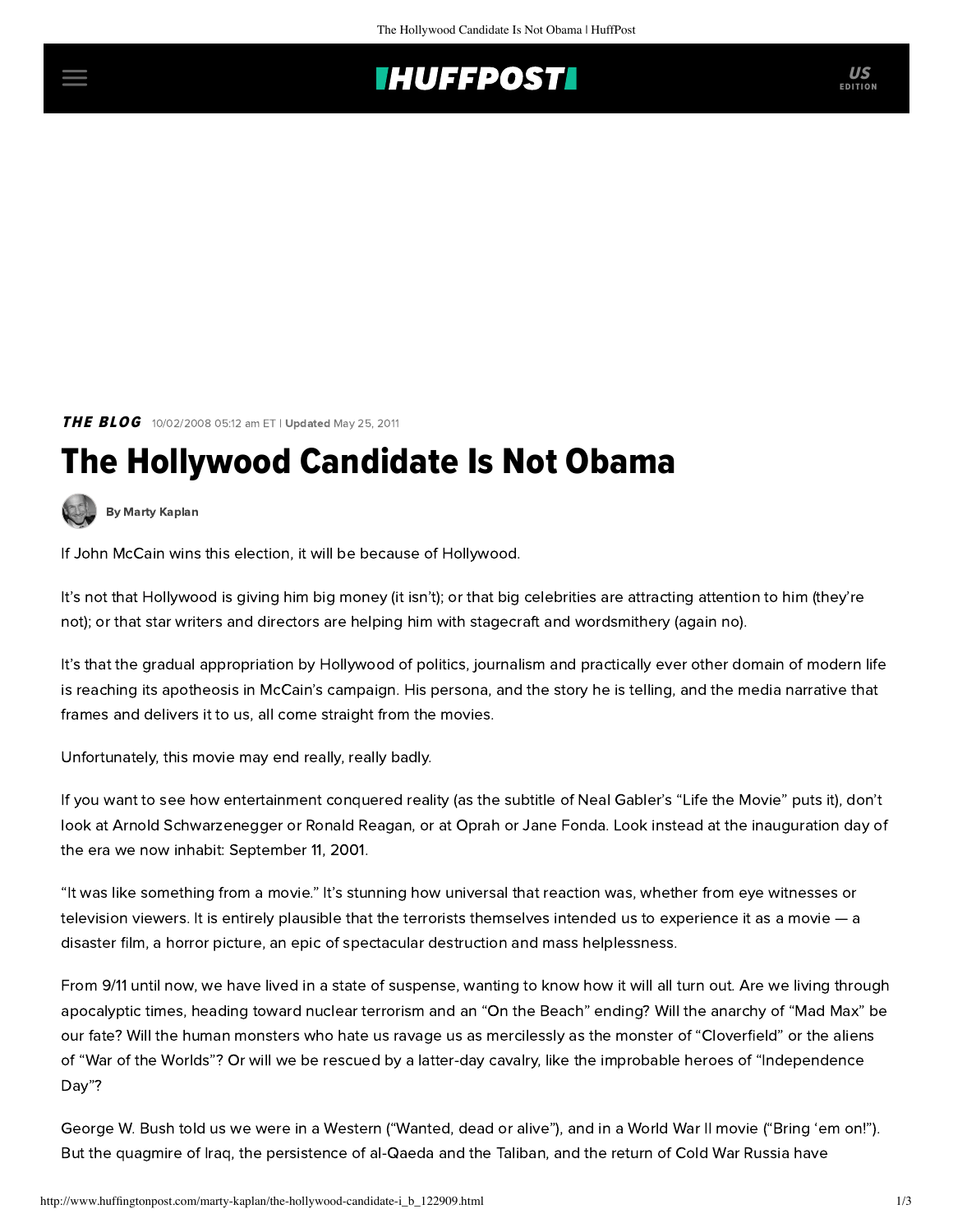**THE BLOG** 10/02/2008 05:12 am ET | **Updated** May 25, 2011

# The Hollywood Candidate Is Not Obama

**By Marty Kaplan**

If John McCain wins this election, it will be because of Hollywood.

It's not that Hollywood is giving him big money (it isn't); or that big celebrities are attracting attention to him (they're not); or that star writers and directors are helping him with stagecraft and wordsmithery (again no).

It's that the gradual appropriation by Hollywood of politics, journalism and practically ever other domain of modern life is reaching its apotheosis in McCain's campaign. His persona, and the story he is telling, and the media narrative that frames and delivers it to us, all come straight from the movies.

Unfortunately, this movie may end really, really badly.

If you want to see how entertainment conquered reality (as the subtitle of Neal Gabler's "Life the Movie" puts it), don't look at Arnold Schwarzenegger or Ronald Reagan, or at Oprah or Jane Fonda. Look instead at the inauguration day of the era we now inhabit: September 11, 2001.

"It was like something from a movie." It's stunning how universal that reaction was, whether from eye witnesses or television viewers. It is entirely plausible that the terrorists themselves intended us to experience it as a movie — a disaster film, a horror picture, an epic of spectacular destruction and mass helplessness.

From 9/11 until now, we have lived in a state of suspense, wanting to know how it will all turn out. Are we living through apocalyptic times, heading toward nuclear terrorism and an "On the Beach" ending? Will the anarchy of "Mad Max" be our fate? Will the human monsters who hate us ravage us as mercilessly as the monster of "Cloverfield" or the aliens of "War of the Worlds"? Or will we be rescued by a latter-day cavalry, like the improbable heroes of "Independence Day"?

George W. Bush told us we were in a Western ("Wanted, dead or alive"), and in a World War II movie ("Bring 'em on!"). But the quagmire of Iraq, the persistence of al-Qaeda and the Taliban, and the return of Cold War Russia have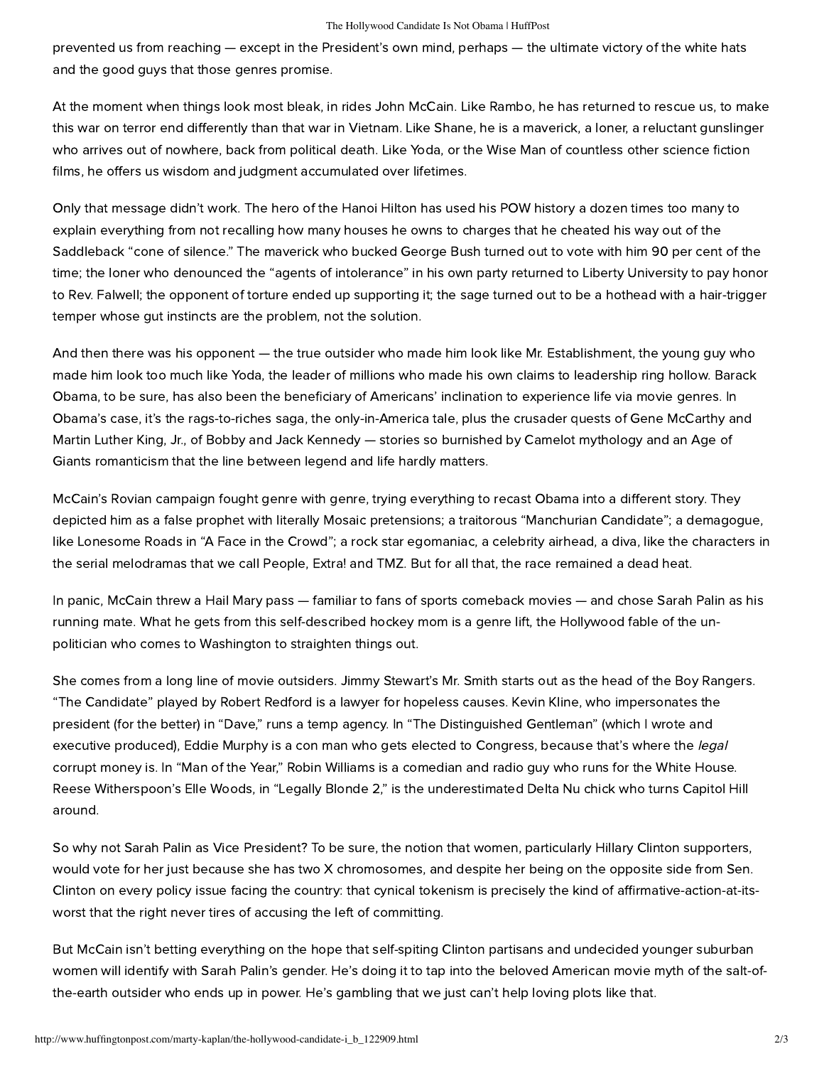prevented us from reaching — except in the President's own mind, perhaps — the ultimate victory of the white hats and the good guys that those genres promise.

At the moment when things look most bleak, in rides John McCain. Like Rambo, he has returned to rescue us, to make this war on terror end differently than that war in Vietnam. Like Shane, he is a maverick, a loner, a reluctant gunslinger who arrives out of nowhere, back from political death. Like Yoda, or the Wise Man of countless other science fiction films, he offers us wisdom and judgment accumulated over lifetimes.

Only that message didn't work. The hero of the Hanoi Hilton has used his POW history a dozen times too many to explain everything from not recalling how many houses he owns to charges that he cheated his way out of the Saddleback "cone of silence." The maverick who bucked George Bush turned out to vote with him 90 per cent of the time; the loner who denounced the "agents of intolerance" in his own party returned to Liberty University to pay honor to Rev. Falwell; the opponent of torture ended up supporting it; the sage turned out to be a hothead with a hair-trigger temper whose gut instincts are the problem, not the solution.

And then there was his opponent — the true outsider who made him look like Mr. Establishment, the young guy who made him look too much like Yoda, the leader of millions who made his own claims to leadership ring hollow. Barack Obama, to be sure, has also been the beneficiary of Americans' inclination to experience life via movie genres. In Obama's case, it's the rags-to-riches saga, the only-in-America tale, plus the crusader quests of Gene McCarthy and Martin Luther King, Jr., of Bobby and Jack Kennedy — stories so burnished by Camelot mythology and an Age of Giants romanticism that the line between legend and life hardly matters.

McCain's Rovian campaign fought genre with genre, trying everything to recast Obama into a different story. They depicted him as a false prophet with literally Mosaic pretensions; a traitorous "Manchurian Candidate"; a demagogue, like Lonesome Roads in "A Face in the Crowd"; a rock star egomaniac, a celebrity airhead, a diva, like the characters in the serial melodramas that we call People, Extra! and TMZ. But for all that, the race remained a dead heat.

In panic, McCain threw a Hail Mary pass — familiar to fans of sports comeback movies — and chose Sarah Palin as his running mate. What he gets from this self-described hockey mom is a genre lift, the Hollywood fable of the un-politician who comes to Washington to straighten things out.

She comes from a long line of movie outsiders. Jimmy Stewart's Mr. Smith starts out as the head of the Boy Rangers. "The Candidate" played by Robert Redford is a lawyer for hopeless causes. Kevin Kline, who impersonates the president (for the better) in "Dave," runs a temp agency. In "The Distinguished Gentleman" (which I wrote and executive produced), Eddie Murphy is a con man who gets elected to Congress, because that's where the *legal* corrupt money is. In "Man of the Year," Robin Williams is a comedian and radio guy who runs for the White House. Reese Witherspoon's Elle Woods, in "Legally Blonde 2," is the underestimated Delta Nu chick who turns Capitol Hill around.

So why not Sarah Palin as Vice President? To be sure, the notion that women, particularly Hillary Clinton supporters, would vote for her just because she has two X chromosomes, and despite her being on the opposite side from Sen. Clinton on every policy issue facing the country: that cynical tokenism is precisely the kind of affirmative-action-at-its-worst that the right never tires of accusing the left of committing.

But McCain isn't betting everything on the hope that self-spiting Clinton partisans and undecided younger suburban women will identify with Sarah Palin's gender. He's doing it to tap into the beloved American movie myth of the salt-of-the-earth outsider who ends up in power. He's gambling that we just can't help loving plots like that.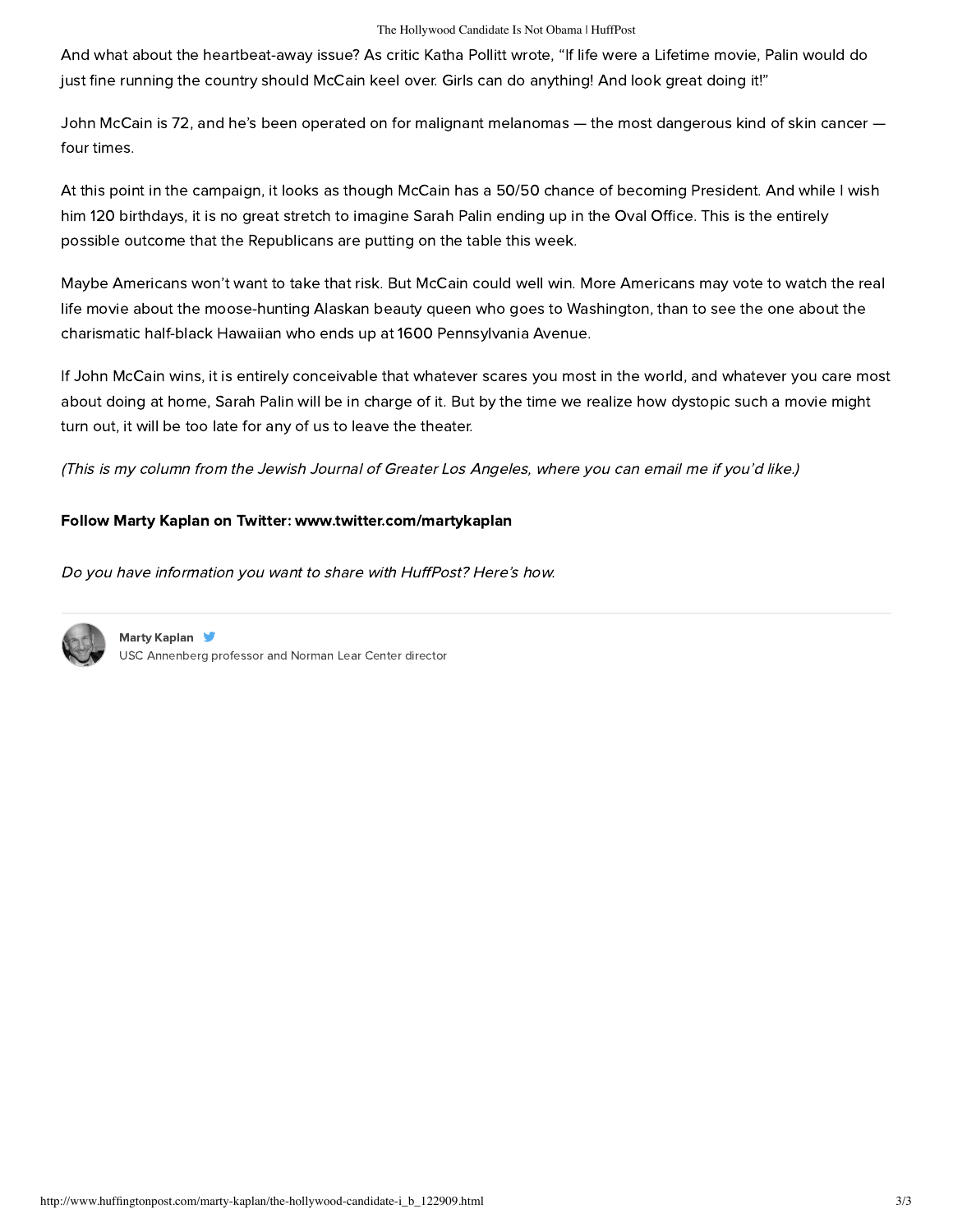And what about the heartbeat-away issue? As critic Katha Pollitt wrote, "If life were a Lifetime movie, Palin would do just fine running the country should McCain keel over. Girls can do anything! And look great doing it!"

John McCain is 72, and he's been operated on for malignant melanomas — the most dangerous kind of skin cancer — four times.

At this point in the campaign, it looks as though McCain has a 50/50 chance of becoming President. And while I wish him 120 birthdays, it is no great stretch to imagine Sarah Palin ending up in the Oval Office. This is the entirely possible outcome that the Republicans are putting on the table this week.

Maybe Americans won't want to take that risk. But McCain could well win. More Americans may vote to watch the real life movie about the moose-hunting Alaskan beauty queen who goes to Washington, than to see the one about the charismatic half-black Hawaiian who ends up at 1600 Pennsylvania Avenue.

If John McCain wins, it is entirely conceivable that whatever scares you most in the world, and whatever you care most about doing at home, Sarah Palin will be in charge of it. But by the time we realize how dystopic such a movie might turn out, it will be too late for any of us to leave the theater.

*(This is my column from the Jewish Journal of Greater Los Angeles, where you can email me if you'd like.)*

**Follow Marty Kaplan on Twitter: www.twitter.com/martykaplan**

*Do you have information you want to share with HuffPost? Here's how.*

---

**Marty Kaplan**
USC Annenberg professor and Norman Lear Center director